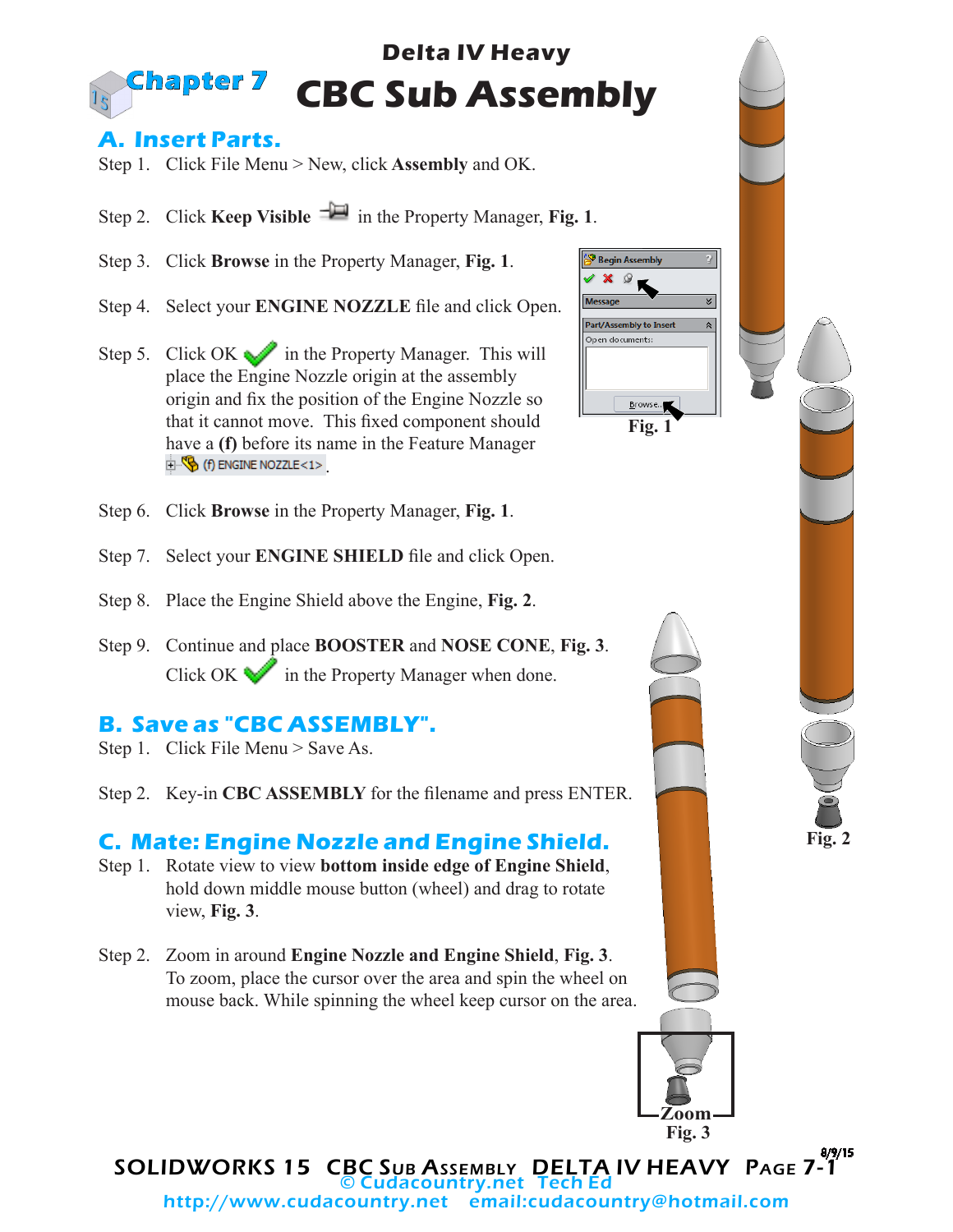# Delta IV Heavy

## Chapter 7 CBC Sub Assembly

### A. Insert Parts.

Step 1. Click File Menu > New, click **Assembly** and OK.

Step 2. Click **Keep Visible** in the Property Manager, **Fig. 1**.

Step 3. Click **Browse** in the Property Manager, **Fig. 1**.

Step 4. Select your **ENGINE NOZZLE** file and click Open.

Step 5. Click OK in the Property Manager. This will place the Engine Nozzle origin at the assembly origin and fix the position of the Engine Nozzle so that it cannot move. This fixed component should have a **(f)** before its name in the Feature Manager (f) ENGINE NOZZLE<1>.

Fig. 1

Step 6. Click **Browse** in the Property Manager, **Fig. 1**.

Step 7. Select your **ENGINE SHIELD** file and click Open.

Step 8. Place the Engine Shield above the Engine, **Fig. 2**.

Step 9. Continue and place **BOOSTER** and **NOSE CONE**, **Fig. 3**. Click OK in the Property Manager when done.

### B. Save as "CBC ASSEMBLY".

Step 1. Click File Menu > Save As.

Step 2. Key-in **CBC ASSEMBLY** for the filename and press ENTER.

Fig. 2

### C. Mate: Engine Nozzle and Engine Shield.

Step 1. Rotate view to view **bottom inside edge of Engine Shield**, hold down middle mouse button (wheel) and drag to rotate view, **Fig. 3**.

Step 2. Zoom in around **Engine Nozzle and Engine Shield**, **Fig. 3**. To zoom, place the cursor over the area and spin the wheel on mouse back. While spinning the wheel keep cursor on the area.

Zoom

Fig. 3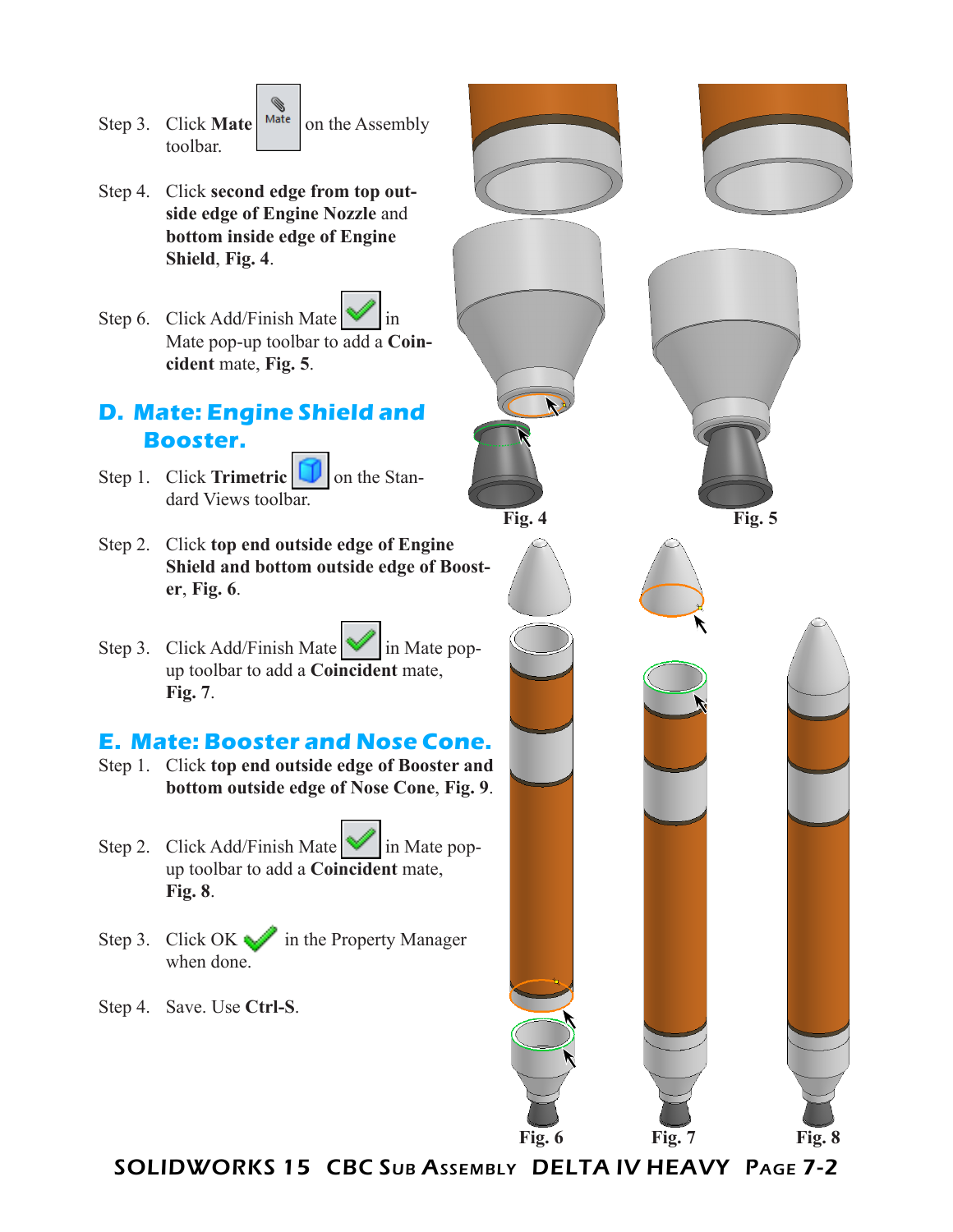Step 3. Click **Mate** on the Assembly toolbar.

Step 4. Click **second edge from top outside edge of Engine Nozzle** and **bottom inside edge of Engine Shield**, **Fig. 4**.

Step 6. Click Add/Finish Mate in Mate pop-up toolbar to add a **Coincident** mate, **Fig. 5**.

## D. Mate: Engine Shield and Booster.

Step 1. Click **Trimetric** on the Standard Views toolbar.

Step 2. Click **top end outside edge of Engine Shield and bottom outside edge of Booster**, **Fig. 6**.

Step 3. Click Add/Finish Mate in Mate pop-up toolbar to add a **Coincident** mate, **Fig. 7**.

## E. Mate: Booster and Nose Cone.

Step 1. Click **top end outside edge of Booster and bottom outside edge of Nose Cone**, **Fig. 9**.

Step 2. Click Add/Finish Mate in Mate pop-up toolbar to add a **Coincident** mate, **Fig. 8**.

Step 3. Click OK in the Property Manager when done.

Step 4. Save. Use **Ctrl-S**.

**Fig. 4**

**Fig. 5**

**Fig. 6**

**Fig. 7**

**Fig. 8**